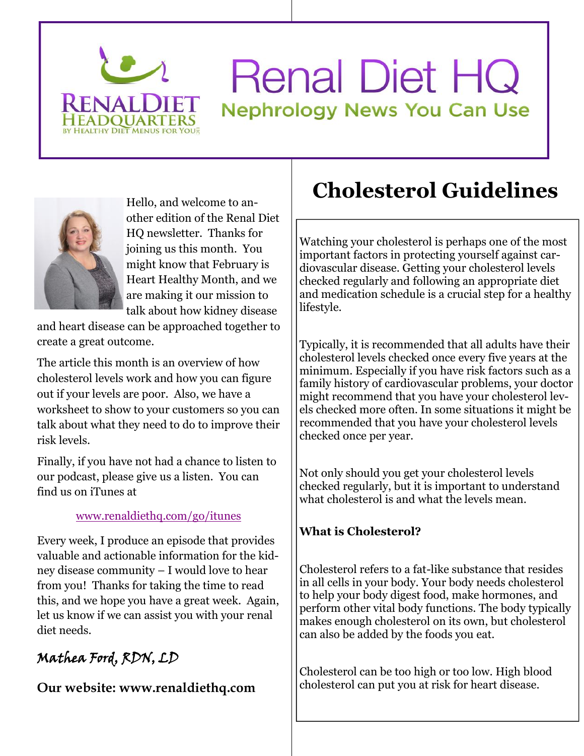# Renal Diet HQ

## Nephrology News You Can Use

Hello, and welcome to another edition of the Renal Diet HQ newsletter. Thanks for joining us this month. You might know that February is Heart Healthy Month, and we are making it our mission to talk about how kidney disease and heart disease can be approached together to create a great outcome.

The article this month is an overview of how cholesterol levels work and how you can figure out if your levels are poor. Also, we have a worksheet to show to your customers so you can talk about what they need to do to improve their risk levels.

Finally, if you have not had a chance to listen to our podcast, please give us a listen. You can find us on iTunes at

www.renaldiethq.com/go/itunes

Every week, I produce an episode that provides valuable and actionable information for the kidney disease community – I would love to hear from you! Thanks for taking the time to read this, and we hope you have a great week. Again, let us know if we can assist you with your renal diet needs.

*Mathea Ford, RDN, LD*

**Our website: www.renaldiethq.com**

# Cholesterol Guidelines

Watching your cholesterol is perhaps one of the most important factors in protecting yourself against cardiovascular disease. Getting your cholesterol levels checked regularly and following an appropriate diet and medication schedule is a crucial step for a healthy lifestyle.

Typically, it is recommended that all adults have their cholesterol levels checked once every five years at the minimum. Especially if you have risk factors such as a family history of cardiovascular problems, your doctor might recommend that you have your cholesterol levels checked more often. In some situations it might be recommended that you have your cholesterol levels checked once per year.

Not only should you get your cholesterol levels checked regularly, but it is important to understand what cholesterol is and what the levels mean.

**What is Cholesterol?**

Cholesterol refers to a fat-like substance that resides in all cells in your body. Your body needs cholesterol to help your body digest food, make hormones, and perform other vital body functions. The body typically makes enough cholesterol on its own, but cholesterol can also be added by the foods you eat.

Cholesterol can be too high or too low. High blood cholesterol can put you at risk for heart disease.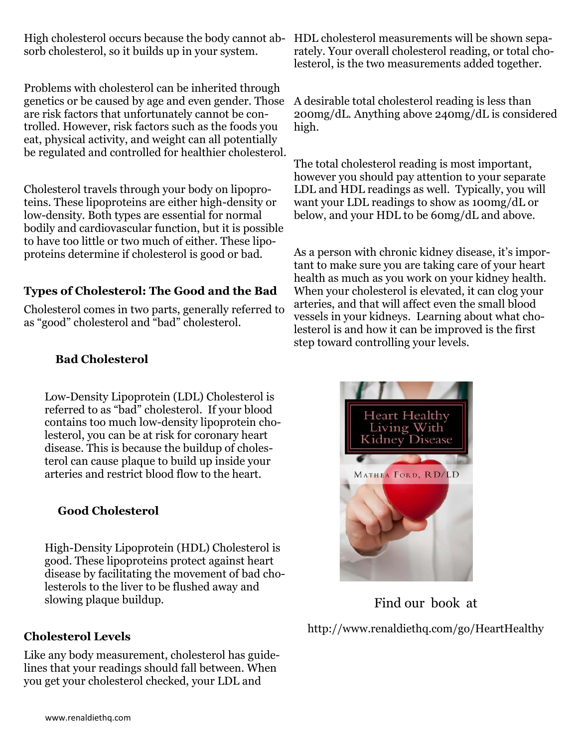High cholesterol occurs because the body cannot absorb cholesterol, so it builds up in your system.

Problems with cholesterol can be inherited through genetics or be caused by age and even gender. Those are risk factors that unfortunately cannot be controlled. However, risk factors such as the foods you eat, physical activity, and weight can all potentially be regulated and controlled for healthier cholesterol.

Cholesterol travels through your body on lipoproteins. These lipoproteins are either high-density or low-density. Both types are essential for normal bodily and cardiovascular function, but it is possible to have too little or two much of either. These lipoproteins determine if cholesterol is good or bad.

### Types of Cholesterol: The Good and the Bad

Cholesterol comes in two parts, generally referred to as “good” cholesterol and “bad” cholesterol.

#### Bad Cholesterol

Low-Density Lipoprotein (LDL) Cholesterol is referred to as “bad” cholesterol. If your blood contains too much low-density lipoprotein cholesterol, you can be at risk for coronary heart disease. This is because the buildup of cholesterol can cause plaque to build up inside your arteries and restrict blood flow to the heart.

#### Good Cholesterol

High-Density Lipoprotein (HDL) Cholesterol is good. These lipoproteins protect against heart disease by facilitating the movement of bad cholesterols to the liver to be flushed away and slowing plaque buildup.

### Cholesterol Levels

Like any body measurement, cholesterol has guidelines that your readings should fall between. When you get your cholesterol checked, your LDL and HDL cholesterol measurements will be shown separately. Your overall cholesterol reading, or total cholesterol, is the two measurements added together.

A desirable total cholesterol reading is less than 200mg/dL. Anything above 240mg/dL is considered high.

The total cholesterol reading is most important, however you should pay attention to your separate LDL and HDL readings as well. Typically, you will want your LDL readings to show as 100mg/dL or below, and your HDL to be 60mg/dL and above.

As a person with chronic kidney disease, it’s important to make sure you are taking care of your heart health as much as you work on your kidney health. When your cholesterol is elevated, it can clog your arteries, and that will affect even the small blood vessels in your kidneys. Learning about what cholesterol is and how it can be improved is the first step toward controlling your levels.

Heart Healthy Living With Kidney Disease

Mathea Ford, RD/LD

Find our book at

http://www.renaldiethq.com/go/HeartHealthy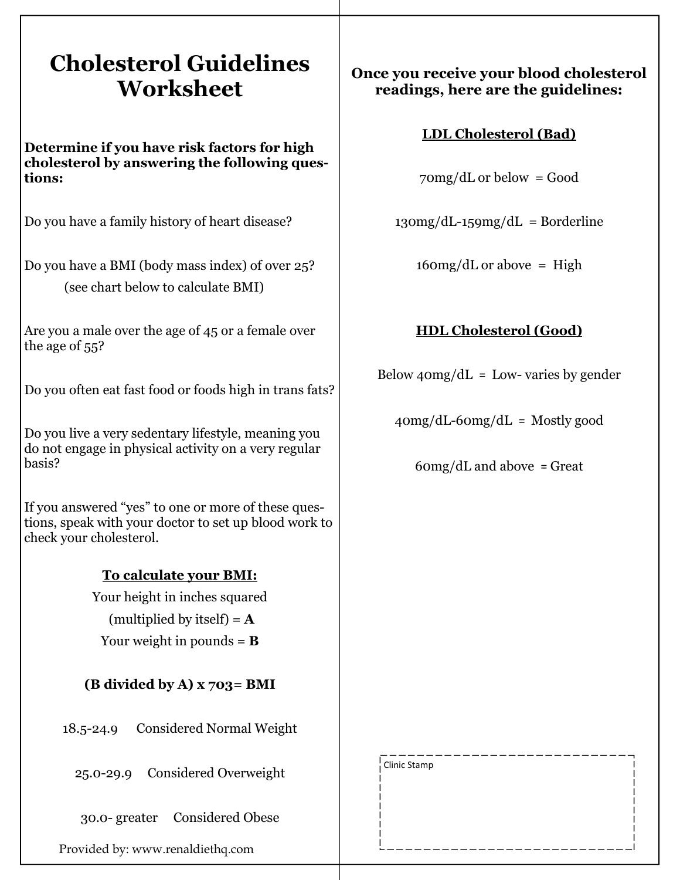# Cholesterol Guidelines Worksheet

**Determine if you have risk factors for high cholesterol by answering the following questions:**

Do you have a family history of heart disease?

Do you have a BMI (body mass index) of over 25?
(see chart below to calculate BMI)

Are you a male over the age of 45 or a female over the age of 55?

Do you often eat fast food or foods high in trans fats?

Do you live a very sedentary lifestyle, meaning you do not engage in physical activity on a very regular basis?

If you answered "yes" to one or more of these questions, speak with your doctor to set up blood work to check your cholesterol.

**To calculate your BMI:**

Your height in inches squared (multiplied by itself) = **A**

Your weight in pounds = **B**

**(B divided by A) x 703= BMI**

18.5-24.9 Considered Normal Weight

25.0-29.9 Considered Overweight

30.0- greater Considered Obese

Provided by: www.renaldiethq.com

**Once you receive your blood cholesterol readings, here are the guidelines:**

**LDL Cholesterol (Bad)**

70mg/dL or below = Good

130mg/dL-159mg/dL = Borderline

160mg/dL or above = High

**HDL Cholesterol (Good)**

Below 40mg/dL = Low- varies by gender

40mg/dL-60mg/dL = Mostly good

60mg/dL and above = Great

Clinic Stamp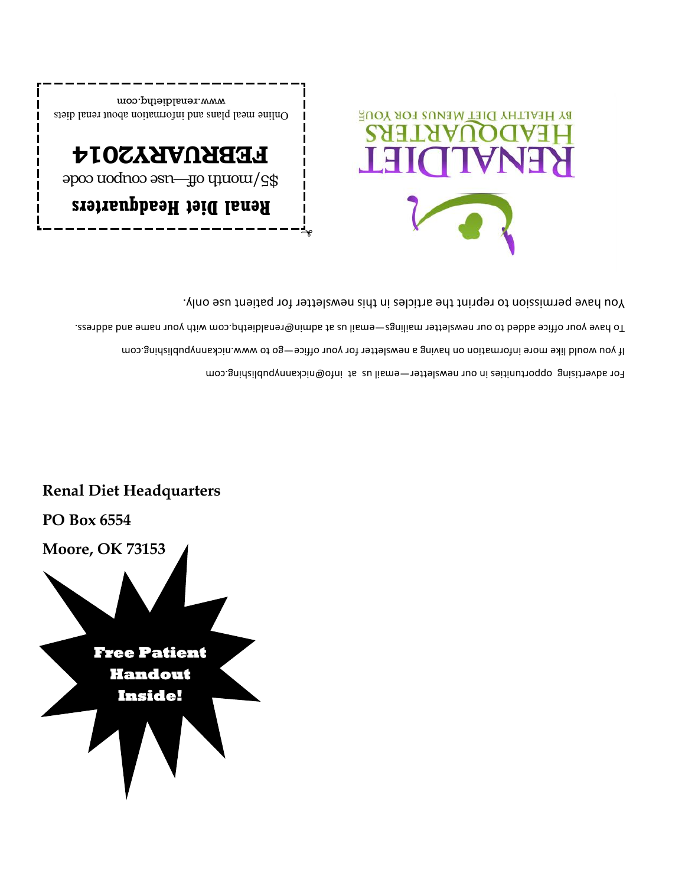**Renal Diet Headquarters**

$5/month off—use coupon code

**FEBRUARY2014**

Online meal plans and information about renal diets

www.renaldiethq.com

RENAL DIET HEADQUARTERS

BY HEALTHY DIET MENUS FOR YOU LLC

You have permission to reprint the articles in this newsletter for patient use only.

To have your office added to our newsletter mailings—email us at admin@renaldiethq.com with your name and address.

If you would like more information on having a newsletter for your office—go to www.nickannypublishing.com

For advertising opportunities in our newsletter—email us at info@nickannypublishing.com

**Renal Diet Headquarters**

**PO Box 6554**

**Moore, OK 73153**

**Free Patient Handout Inside!**